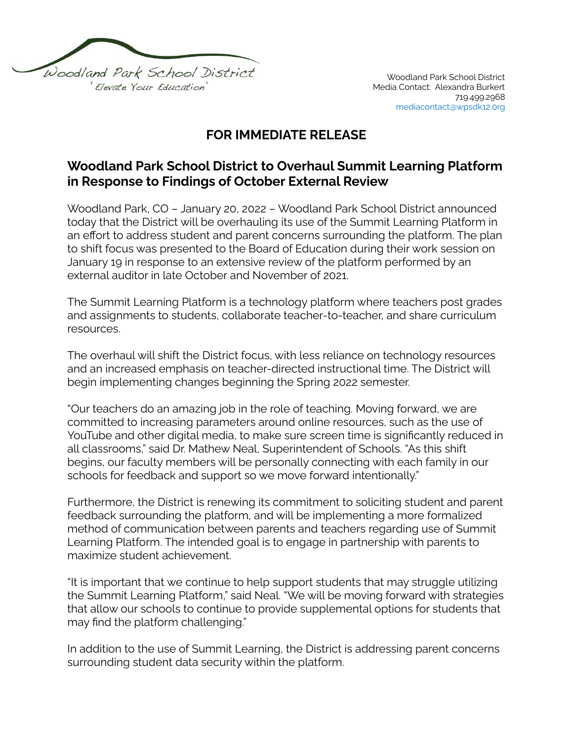Woodland Park School District
'Elevate Your Education'

Woodland Park School District
Media Contact: Alexandra Burkert
719.499.2968
mediacontact@wpsdk12.org

## FOR IMMEDIATE RELEASE

### Woodland Park School District to Overhaul Summit Learning Platform in Response to Findings of October External Review

Woodland Park, CO – January 20, 2022 – Woodland Park School District announced today that the District will be overhauling its use of the Summit Learning Platform in an effort to address student and parent concerns surrounding the platform. The plan to shift focus was presented to the Board of Education during their work session on January 19 in response to an extensive review of the platform performed by an external auditor in late October and November of 2021.

The Summit Learning Platform is a technology platform where teachers post grades and assignments to students, collaborate teacher-to-teacher, and share curriculum resources.

The overhaul will shift the District focus, with less reliance on technology resources and an increased emphasis on teacher-directed instructional time. The District will begin implementing changes beginning the Spring 2022 semester.

"Our teachers do an amazing job in the role of teaching. Moving forward, we are committed to increasing parameters around online resources, such as the use of YouTube and other digital media, to make sure screen time is significantly reduced in all classrooms," said Dr. Mathew Neal, Superintendent of Schools. "As this shift begins, our faculty members will be personally connecting with each family in our schools for feedback and support so we move forward intentionally."

Furthermore, the District is renewing its commitment to soliciting student and parent feedback surrounding the platform, and will be implementing a more formalized method of communication between parents and teachers regarding use of Summit Learning Platform. The intended goal is to engage in partnership with parents to maximize student achievement.

"It is important that we continue to help support students that may struggle utilizing the Summit Learning Platform," said Neal. "We will be moving forward with strategies that allow our schools to continue to provide supplemental options for students that may find the platform challenging."

In addition to the use of Summit Learning, the District is addressing parent concerns surrounding student data security within the platform.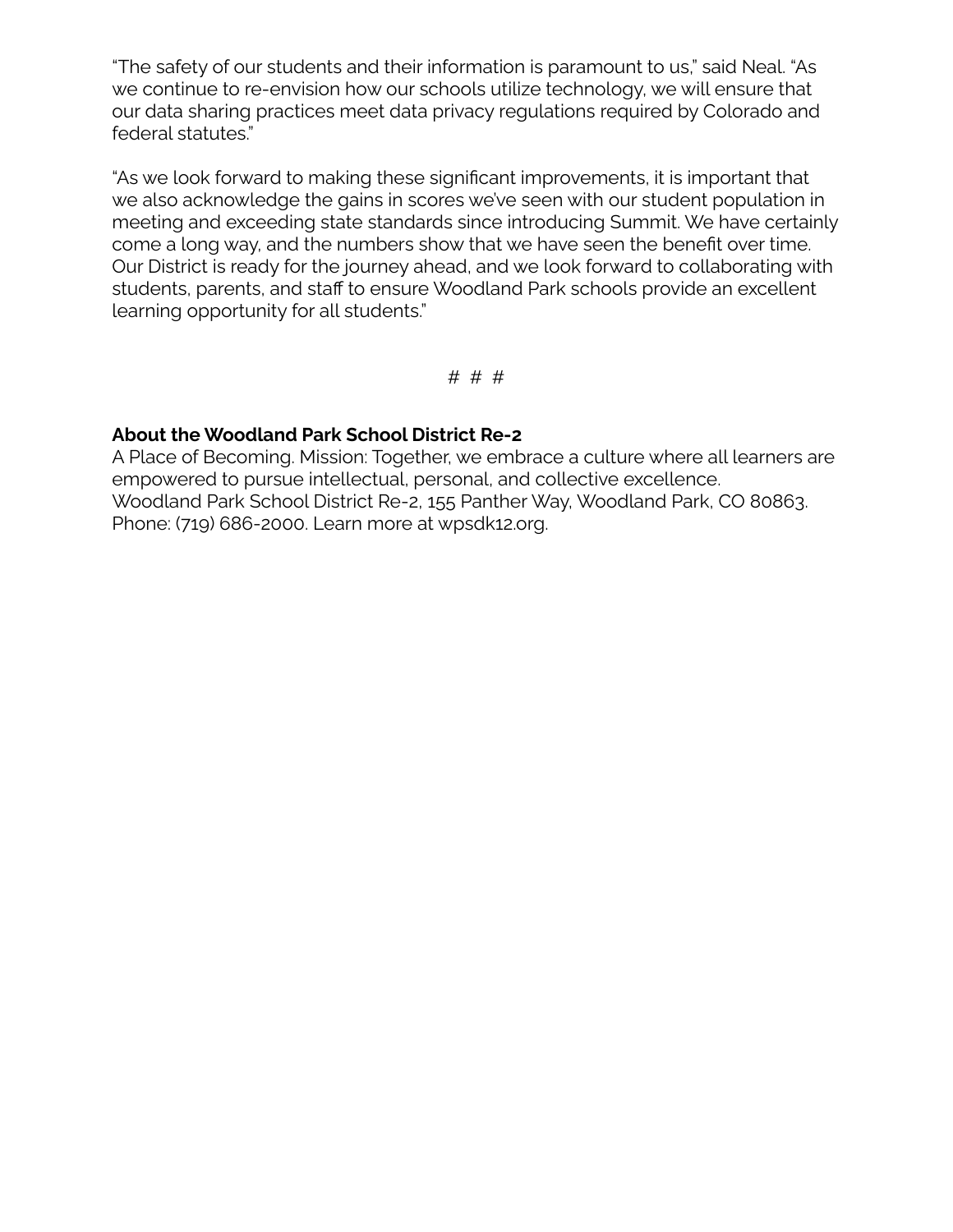"The safety of our students and their information is paramount to us," said Neal. "As we continue to re-envision how our schools utilize technology, we will ensure that our data sharing practices meet data privacy regulations required by Colorado and federal statutes."

"As we look forward to making these significant improvements, it is important that we also acknowledge the gains in scores we've seen with our student population in meeting and exceeding state standards since introducing Summit. We have certainly come a long way, and the numbers show that we have seen the benefit over time. Our District is ready for the journey ahead, and we look forward to collaborating with students, parents, and staff to ensure Woodland Park schools provide an excellent learning opportunity for all students."

# # #

**About the Woodland Park School District Re-2**

A Place of Becoming. Mission: Together, we embrace a culture where all learners are empowered to pursue intellectual, personal, and collective excellence.
Woodland Park School District Re-2, 155 Panther Way, Woodland Park, CO 80863. Phone: (719) 686-2000. Learn more at wpsdk12.org.